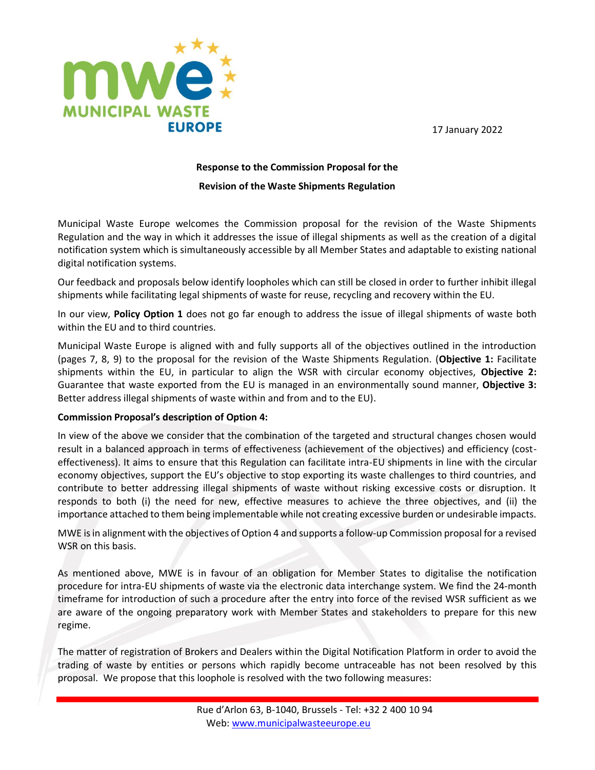17 January 2022

**Response to the Commission Proposal for the**

**Revision of the Waste Shipments Regulation**

Municipal Waste Europe welcomes the Commission proposal for the revision of the Waste Shipments Regulation and the way in which it addresses the issue of illegal shipments as well as the creation of a digital notification system which is simultaneously accessible by all Member States and adaptable to existing national digital notification systems.

Our feedback and proposals below identify loopholes which can still be closed in order to further inhibit illegal shipments while facilitating legal shipments of waste for reuse, recycling and recovery within the EU.

In our view, **Policy Option 1** does not go far enough to address the issue of illegal shipments of waste both within the EU and to third countries.

Municipal Waste Europe is aligned with and fully supports all of the objectives outlined in the introduction (pages 7, 8, 9) to the proposal for the revision of the Waste Shipments Regulation. (**Objective 1:** Facilitate shipments within the EU, in particular to align the WSR with circular economy objectives, **Objective 2:** Guarantee that waste exported from the EU is managed in an environmentally sound manner, **Objective 3:** Better address illegal shipments of waste within and from and to the EU).

**Commission Proposal's description of Option 4:**

In view of the above we consider that the combination of the targeted and structural changes chosen would result in a balanced approach in terms of effectiveness (achievement of the objectives) and efficiency (cost-effectiveness). It aims to ensure that this Regulation can facilitate intra-EU shipments in line with the circular economy objectives, support the EU's objective to stop exporting its waste challenges to third countries, and contribute to better addressing illegal shipments of waste without risking excessive costs or disruption. It responds to both (i) the need for new, effective measures to achieve the three objectives, and (ii) the importance attached to them being implementable while not creating excessive burden or undesirable impacts.

MWE is in alignment with the objectives of Option 4 and supports a follow-up Commission proposal for a revised WSR on this basis.

As mentioned above, MWE is in favour of an obligation for Member States to digitalise the notification procedure for intra-EU shipments of waste via the electronic data interchange system. We find the 24-month timeframe for introduction of such a procedure after the entry into force of the revised WSR sufficient as we are aware of the ongoing preparatory work with Member States and stakeholders to prepare for this new regime.

The matter of registration of Brokers and Dealers within the Digital Notification Platform in order to avoid the trading of waste by entities or persons which rapidly become untraceable has not been resolved by this proposal. We propose that this loophole is resolved with the two following measures: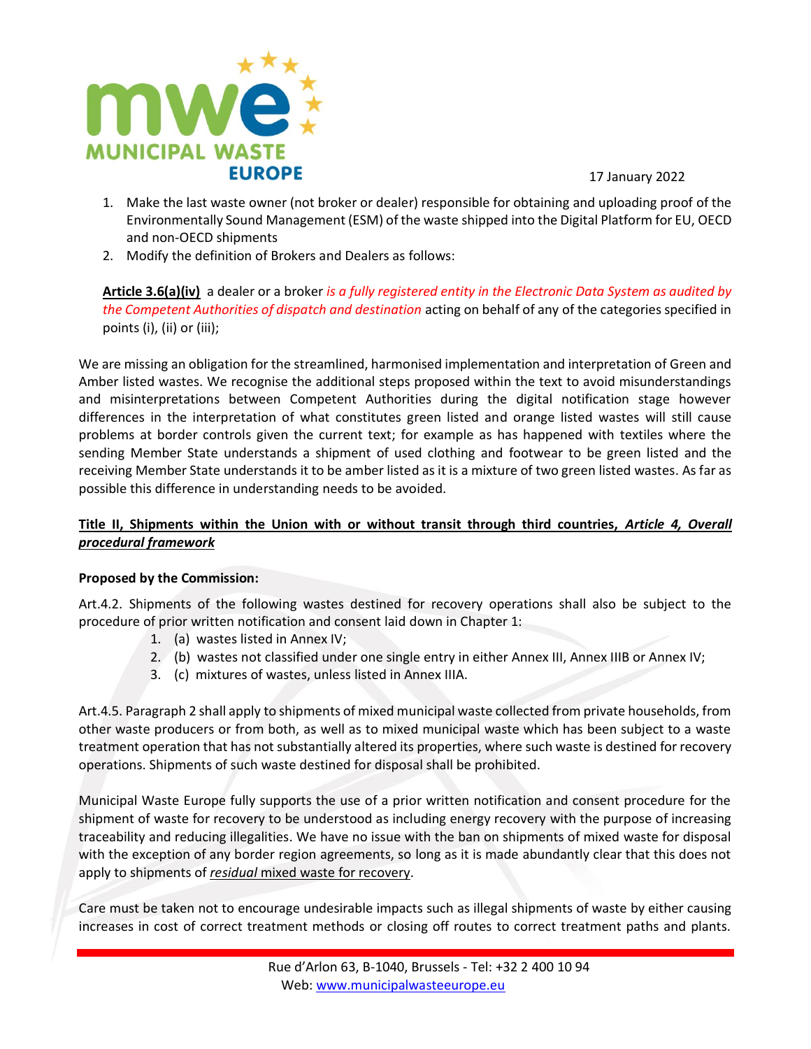17 January 2022

1. Make the last waste owner (not broker or dealer) responsible for obtaining and uploading proof of the Environmentally Sound Management (ESM) of the waste shipped into the Digital Platform for EU, OECD and non-OECD shipments
2. Modify the definition of Brokers and Dealers as follows:

**Article 3.6(a)(iv)** a dealer or a broker *is a fully registered entity in the Electronic Data System as audited by the Competent Authorities of dispatch and destination* acting on behalf of any of the categories specified in points (i), (ii) or (iii);

We are missing an obligation for the streamlined, harmonised implementation and interpretation of Green and Amber listed wastes. We recognise the additional steps proposed within the text to avoid misunderstandings and misinterpretations between Competent Authorities during the digital notification stage however differences in the interpretation of what constitutes green listed and orange listed wastes will still cause problems at border controls given the current text; for example as has happened with textiles where the sending Member State understands a shipment of used clothing and footwear to be green listed and the receiving Member State understands it to be amber listed as it is a mixture of two green listed wastes. As far as possible this difference in understanding needs to be avoided.

**Title II, Shipments within the Union with or without transit through third countries, *Article 4, Overall procedural framework***

**Proposed by the Commission:**

Art.4.2. Shipments of the following wastes destined for recovery operations shall also be subject to the procedure of prior written notification and consent laid down in Chapter 1:

1. (a) wastes listed in Annex IV;
2. (b) wastes not classified under one single entry in either Annex III, Annex IIIB or Annex IV;
3. (c) mixtures of wastes, unless listed in Annex IIIA.

Art.4.5. Paragraph 2 shall apply to shipments of mixed municipal waste collected from private households, from other waste producers or from both, as well as to mixed municipal waste which has been subject to a waste treatment operation that has not substantially altered its properties, where such waste is destined for recovery operations. Shipments of such waste destined for disposal shall be prohibited.

Municipal Waste Europe fully supports the use of a prior written notification and consent procedure for the shipment of waste for recovery to be understood as including energy recovery with the purpose of increasing traceability and reducing illegalities. We have no issue with the ban on shipments of mixed waste for disposal with the exception of any border region agreements, so long as it is made abundantly clear that this does not apply to shipments of *residual* mixed waste for recovery.

Care must be taken not to encourage undesirable impacts such as illegal shipments of waste by either causing increases in cost of correct treatment methods or closing off routes to correct treatment paths and plants.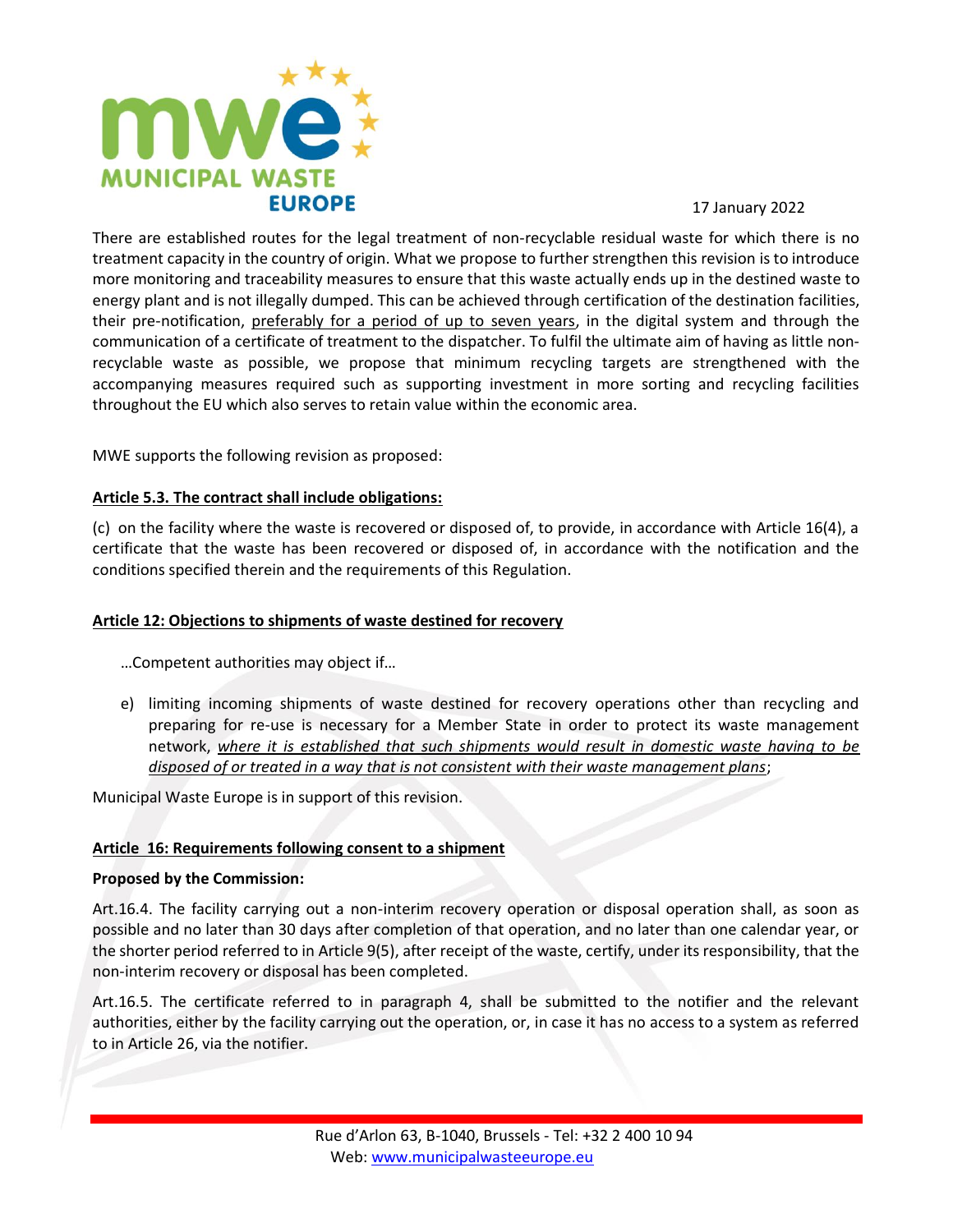17 January 2022

There are established routes for the legal treatment of non-recyclable residual waste for which there is no treatment capacity in the country of origin. What we propose to further strengthen this revision is to introduce more monitoring and traceability measures to ensure that this waste actually ends up in the destined waste to energy plant and is not illegally dumped. This can be achieved through certification of the destination facilities, their pre-notification, <u>preferably for a period of up to seven years</u>, in the digital system and through the communication of a certificate of treatment to the dispatcher. To fulfil the ultimate aim of having as little non-recyclable waste as possible, we propose that minimum recycling targets are strengthened with the accompanying measures required such as supporting investment in more sorting and recycling facilities throughout the EU which also serves to retain value within the economic area.

MWE supports the following revision as proposed:

**<u>Article 5.3. The contract shall include obligations:</u>**

(c) on the facility where the waste is recovered or disposed of, to provide, in accordance with Article 16(4), a certificate that the waste has been recovered or disposed of, in accordance with the notification and the conditions specified therein and the requirements of this Regulation.

**<u>Article 12: Objections to shipments of waste destined for recovery</u>**

…Competent authorities may object if…

e) limiting incoming shipments of waste destined for recovery operations other than recycling and preparing for re-use is necessary for a Member State in order to protect its waste management network, *<u>where it is established that such shipments would result in domestic waste having to be disposed of or treated in a way that is not consistent with their waste management plans</u>*;

Municipal Waste Europe is in support of this revision.

**<u>Article 16: Requirements following consent to a shipment</u>**

**Proposed by the Commission:**

Art.16.4. The facility carrying out a non-interim recovery operation or disposal operation shall, as soon as possible and no later than 30 days after completion of that operation, and no later than one calendar year, or the shorter period referred to in Article 9(5), after receipt of the waste, certify, under its responsibility, that the non-interim recovery or disposal has been completed.

Art.16.5. The certificate referred to in paragraph 4, shall be submitted to the notifier and the relevant authorities, either by the facility carrying out the operation, or, in case it has no access to a system as referred to in Article 26, via the notifier.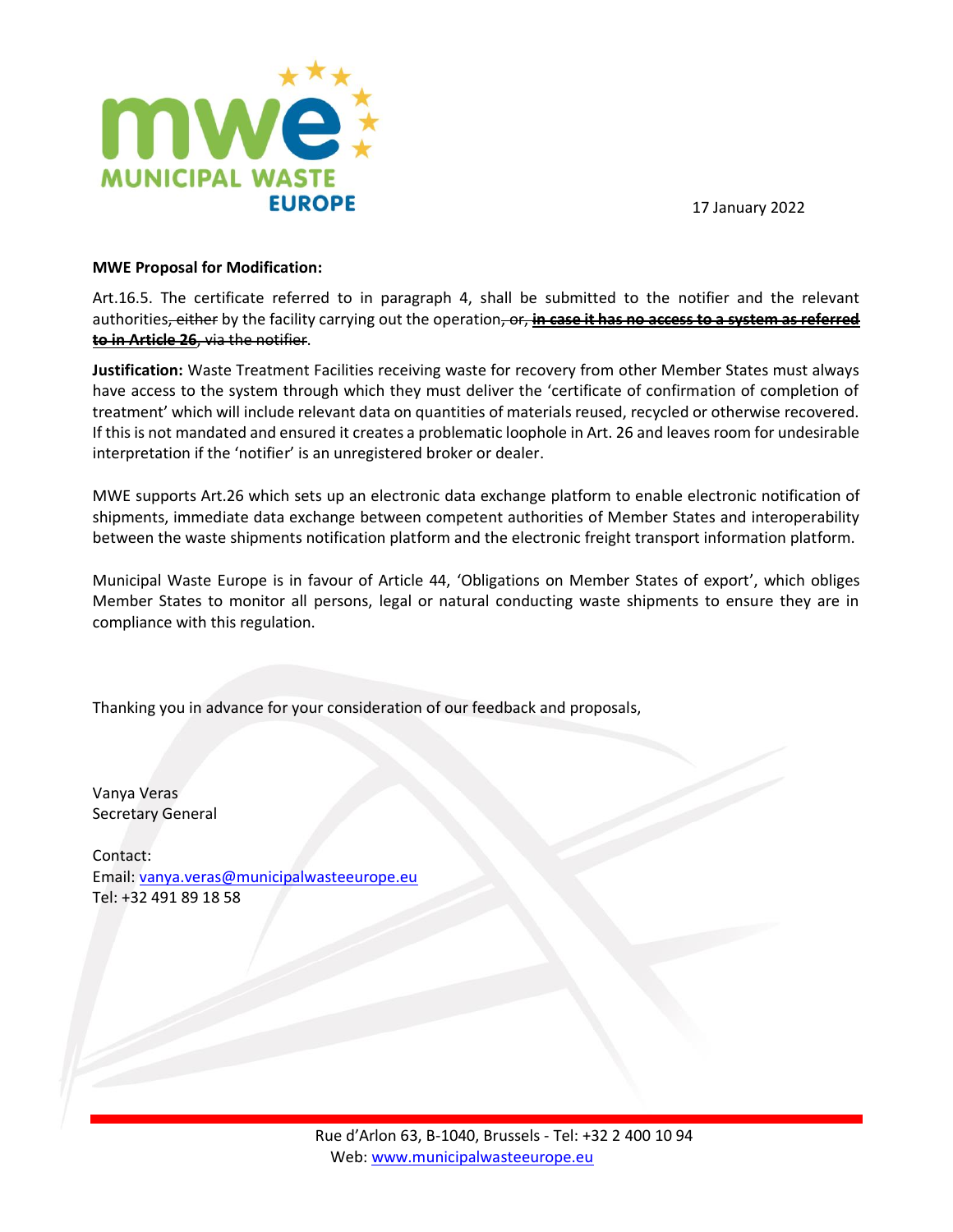17 January 2022

**MWE Proposal for Modification:**

Art.16.5. The certificate referred to in paragraph 4, shall be submitted to the notifier and the relevant authorities~~, either~~ by the facility carrying out the operation~~, or, **in case it has no access to a system as referred to in Article 26**, via the notifier~~.

**Justification:** Waste Treatment Facilities receiving waste for recovery from other Member States must always have access to the system through which they must deliver the 'certificate of confirmation of completion of treatment' which will include relevant data on quantities of materials reused, recycled or otherwise recovered. If this is not mandated and ensured it creates a problematic loophole in Art. 26 and leaves room for undesirable interpretation if the 'notifier' is an unregistered broker or dealer.

MWE supports Art.26 which sets up an electronic data exchange platform to enable electronic notification of shipments, immediate data exchange between competent authorities of Member States and interoperability between the waste shipments notification platform and the electronic freight transport information platform.

Municipal Waste Europe is in favour of Article 44, 'Obligations on Member States of export', which obliges Member States to monitor all persons, legal or natural conducting waste shipments to ensure they are in compliance with this regulation.

Thanking you in advance for your consideration of our feedback and proposals,

Vanya Veras
Secretary General

Contact:
Email: vanya.veras@municipalwasteeurope.eu
Tel: +32 491 89 18 58

Rue d'Arlon 63, B-1040, Brussels - Tel: +32 2 400 10 94
Web: www.municipalwasteeurope.eu